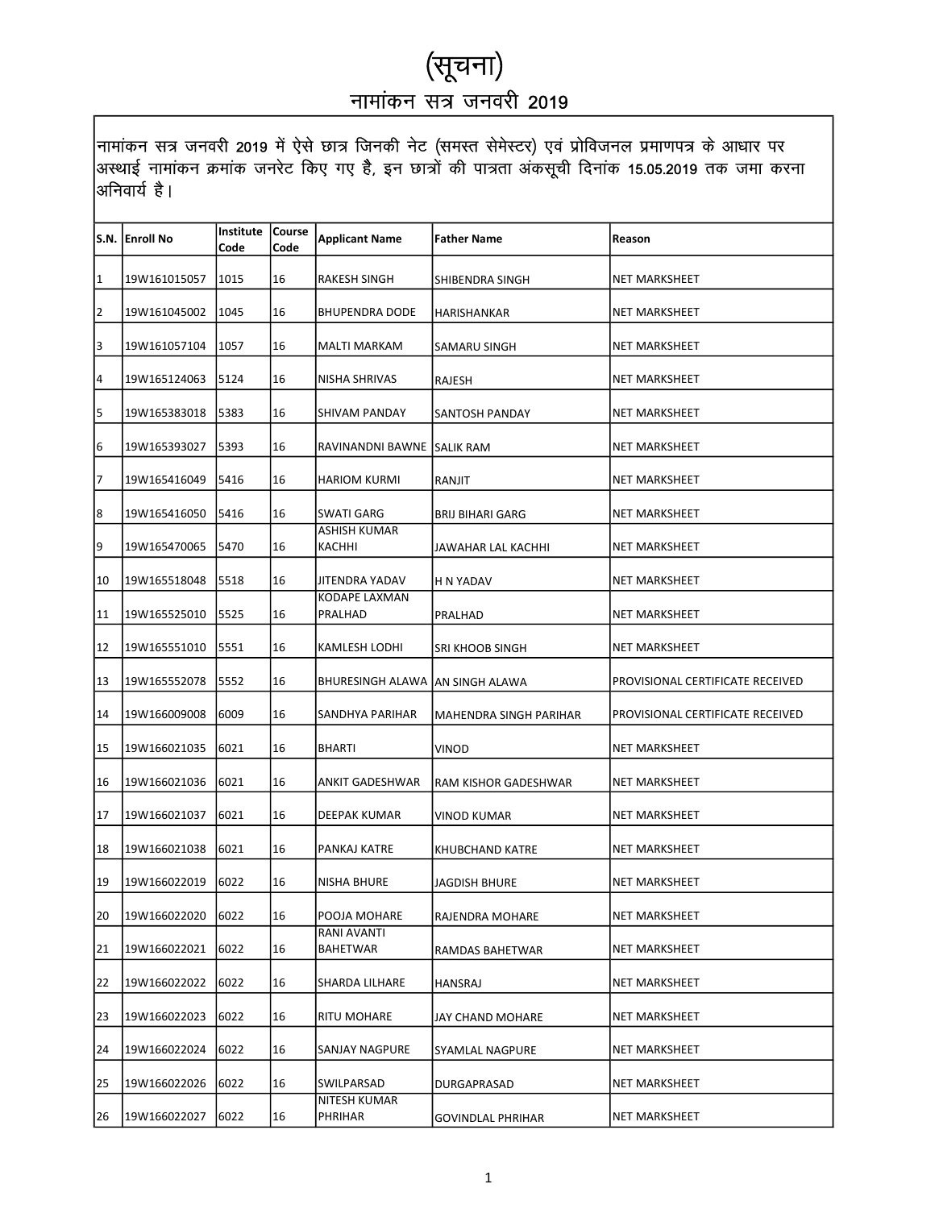# (सूचना)

## नामांकन सत्र जनवरी 2019

नामांकन सत्र जनवरी 2019 में ऐसे छात्र जिनकी नेट (समस्त सेमेस्टर) एवं प्रोविजनल प्रमाणपत्र के आधार पर अस्थाई नामांकन क्रमांक जनरेट किए गए है, इन छात्रों की पात्रता अंकसूची दिनांक 15.05.2019 तक जमा करना अनिवार्य है।

| S.N. | Enroll No | Institute Code | Course Code | Applicant Name | Father Name | Reason |
|---|---|---|---|---|---|---|
| 1 | 19W161015057 | 1015 | 16 | RAKESH SINGH | SHIBENDRA SINGH | NET MARKSHEET |
| 2 | 19W161045002 | 1045 | 16 | BHUPENDRA DODE | HARISHANKAR | NET MARKSHEET |
| 3 | 19W161057104 | 1057 | 16 | MALTI MARKAM | SAMARU SINGH | NET MARKSHEET |
| 4 | 19W165124063 | 5124 | 16 | NISHA SHRIVAS | RAJESH | NET MARKSHEET |
| 5 | 19W165383018 | 5383 | 16 | SHIVAM PANDAY | SANTOSH PANDAY | NET MARKSHEET |
| 6 | 19W165393027 | 5393 | 16 | RAVINANDNI BAWNE | SALIK RAM | NET MARKSHEET |
| 7 | 19W165416049 | 5416 | 16 | HARIOM KURMI | RANJIT | NET MARKSHEET |
| 8 | 19W165416050 | 5416 | 16 | SWATI GARG | BRIJ BIHARI GARG | NET MARKSHEET |
| 9 | 19W165470065 | 5470 | 16 | ASHISH KUMAR KACHHI | JAWAHAR LAL KACHHI | NET MARKSHEET |
| 10 | 19W165518048 | 5518 | 16 | JITENDRA YADAV | H N YADAV | NET MARKSHEET |
| 11 | 19W165525010 | 5525 | 16 | KODAPE LAXMAN PRALHAD | PRALHAD | NET MARKSHEET |
| 12 | 19W165551010 | 5551 | 16 | KAMLESH LODHI | SRI KHOOB SINGH | NET MARKSHEET |
| 13 | 19W165552078 | 5552 | 16 | BHURESINGH ALAWA | AN SINGH ALAWA | PROVISIONAL CERTIFICATE RECEIVED |
| 14 | 19W166009008 | 6009 | 16 | SANDHYA PARIHAR | MAHENDRA SINGH PARIHAR | PROVISIONAL CERTIFICATE RECEIVED |
| 15 | 19W166021035 | 6021 | 16 | BHARTI | VINOD | NET MARKSHEET |
| 16 | 19W166021036 | 6021 | 16 | ANKIT GADESHWAR | RAM KISHOR GADESHWAR | NET MARKSHEET |
| 17 | 19W166021037 | 6021 | 16 | DEEPAK KUMAR | VINOD KUMAR | NET MARKSHEET |
| 18 | 19W166021038 | 6021 | 16 | PANKAJ KATRE | KHUBCHAND KATRE | NET MARKSHEET |
| 19 | 19W166022019 | 6022 | 16 | NISHA BHURE | JAGDISH BHURE | NET MARKSHEET |
| 20 | 19W166022020 | 6022 | 16 | POOJA MOHARE | RAJENDRA MOHARE | NET MARKSHEET |
| 21 | 19W166022021 | 6022 | 16 | RANI AVANTI BAHETWAR | RAMDAS BAHETWAR | NET MARKSHEET |
| 22 | 19W166022022 | 6022 | 16 | SHARDA LILHARE | HANSRAJ | NET MARKSHEET |
| 23 | 19W166022023 | 6022 | 16 | RITU MOHARE | JAY CHAND MOHARE | NET MARKSHEET |
| 24 | 19W166022024 | 6022 | 16 | SANJAY NAGPURE | SYAMLAL NAGPURE | NET MARKSHEET |
| 25 | 19W166022026 | 6022 | 16 | SWILPARSAD | DURGAPRASAD | NET MARKSHEET |
| 26 | 19W166022027 | 6022 | 16 | NITESH KUMAR PHRIHAR | GOVINDLAL PHRIHAR | NET MARKSHEET |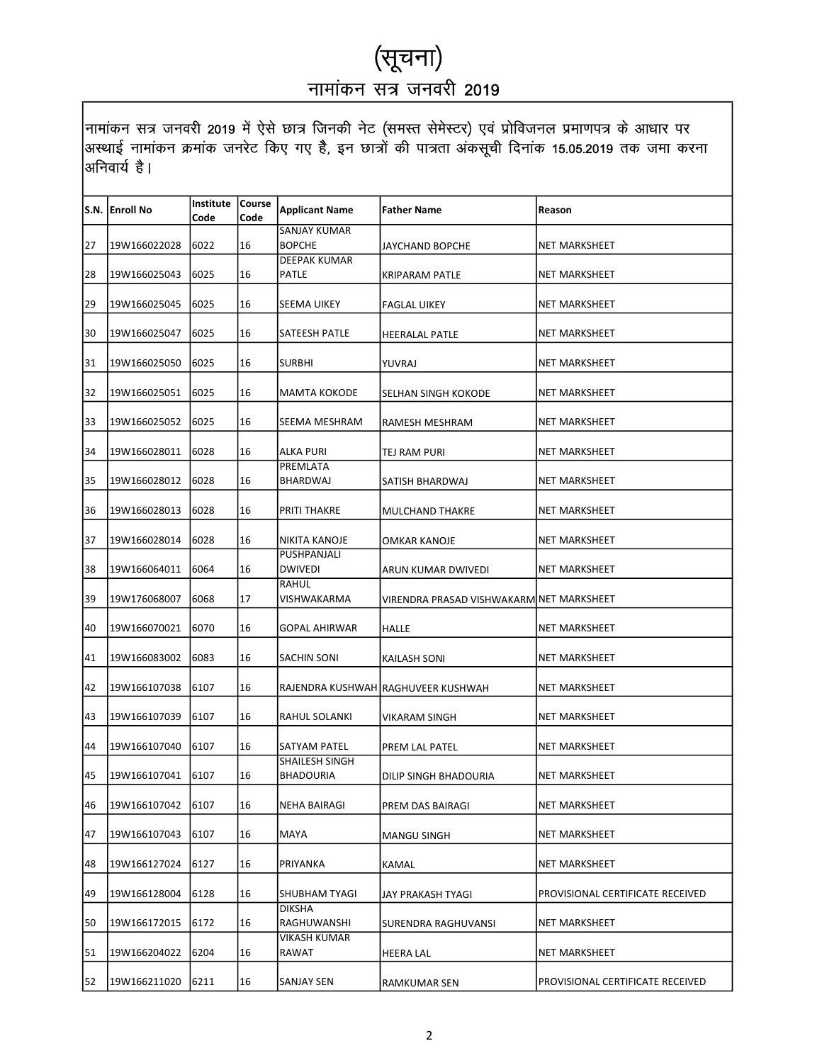# (सूचना)

## नामांकन सत्र जनवरी 2019

नामांकन सत्र जनवरी 2019 में ऐसे छात्र जिनकी नेट (समस्त सेमेस्टर) एवं प्रोविजनल प्रमाणपत्र के आधार पर अस्थाई नामांकन क्रमांक जनरेट किए गए है, इन छात्रों की पात्रता अंकसूची दिनांक 15.05.2019 तक जमा करना अनिवार्य है।

| S.N. | Enroll No | Institute Code | Course Code | Applicant Name | Father Name | Reason |
|---|---|---|---|---|---|---|
| 27 | 19W166022028 | 6022 | 16 | SANJAY KUMAR BOPCHE | JAYCHAND BOPCHE | NET MARKSHEET |
| 28 | 19W166025043 | 6025 | 16 | DEEPAK KUMAR PATLE | KRIPARAM PATLE | NET MARKSHEET |
| 29 | 19W166025045 | 6025 | 16 | SEEMA UIKEY | FAGLAL UIKEY | NET MARKSHEET |
| 30 | 19W166025047 | 6025 | 16 | SATEESH PATLE | HEERALAL PATLE | NET MARKSHEET |
| 31 | 19W166025050 | 6025 | 16 | SURBHI | YUVRAJ | NET MARKSHEET |
| 32 | 19W166025051 | 6025 | 16 | MAMTA KOKODE | SELHAN SINGH KOKODE | NET MARKSHEET |
| 33 | 19W166025052 | 6025 | 16 | SEEMA MESHRAM | RAMESH MESHRAM | NET MARKSHEET |
| 34 | 19W166028011 | 6028 | 16 | ALKA PURI | TEJ RAM PURI | NET MARKSHEET |
| 35 | 19W166028012 | 6028 | 16 | PREMLATA BHARDWAJ | SATISH BHARDWAJ | NET MARKSHEET |
| 36 | 19W166028013 | 6028 | 16 | PRITI THAKRE | MULCHAND THAKRE | NET MARKSHEET |
| 37 | 19W166028014 | 6028 | 16 | NIKITA KANOJE | OMKAR KANOJE | NET MARKSHEET |
| 38 | 19W166064011 | 6064 | 16 | PUSHPANJALI DWIVEDI | ARUN KUMAR DWIVEDI | NET MARKSHEET |
| 39 | 19W176068007 | 6068 | 17 | RAHUL VISHWAKARMA | VIRENDRA PRASAD VISHWAKARM | NET MARKSHEET |
| 40 | 19W166070021 | 6070 | 16 | GOPAL AHIRWAR | HALLE | NET MARKSHEET |
| 41 | 19W166083002 | 6083 | 16 | SACHIN SONI | KAILASH SONI | NET MARKSHEET |
| 42 | 19W166107038 | 6107 | 16 | RAJENDRA KUSHWAH | RAGHUVEER KUSHWAH | NET MARKSHEET |
| 43 | 19W166107039 | 6107 | 16 | RAHUL SOLANKI | VIKARAM SINGH | NET MARKSHEET |
| 44 | 19W166107040 | 6107 | 16 | SATYAM PATEL | PREM LAL PATEL | NET MARKSHEET |
| 45 | 19W166107041 | 6107 | 16 | SHAILESH SINGH BHADOURIA | DILIP SINGH BHADOURIA | NET MARKSHEET |
| 46 | 19W166107042 | 6107 | 16 | NEHA BAIRAGI | PREM DAS BAIRAGI | NET MARKSHEET |
| 47 | 19W166107043 | 6107 | 16 | MAYA | MANGU SINGH | NET MARKSHEET |
| 48 | 19W166127024 | 6127 | 16 | PRIYANKA | KAMAL | NET MARKSHEET |
| 49 | 19W166128004 | 6128 | 16 | SHUBHAM TYAGI | JAY PRAKASH TYAGI | PROVISIONAL CERTIFICATE RECEIVED |
| 50 | 19W166172015 | 6172 | 16 | DIKSHA RAGHUWANSHI | SURENDRA RAGHUVANSI | NET MARKSHEET |
| 51 | 19W166204022 | 6204 | 16 | VIKASH KUMAR RAWAT | HEERA LAL | NET MARKSHEET |
| 52 | 19W166211020 | 6211 | 16 | SANJAY SEN | RAMKUMAR SEN | PROVISIONAL CERTIFICATE RECEIVED |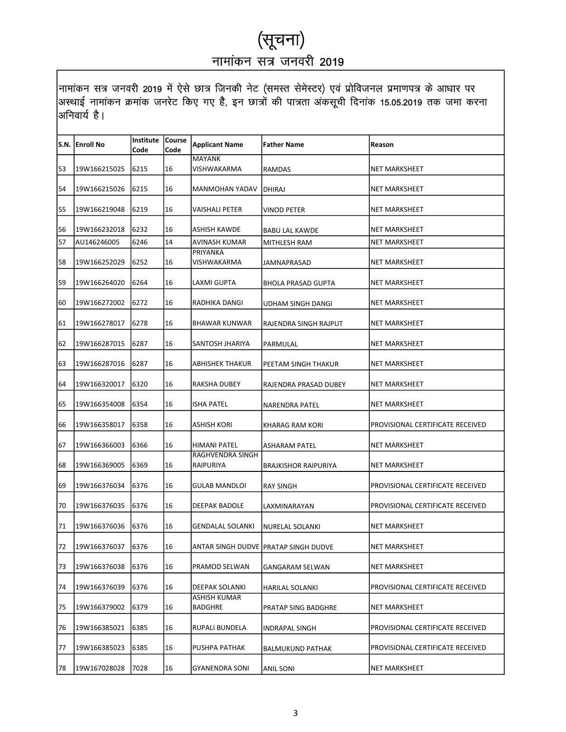# (सूचना)

## नामांकन सत्र जनवरी 2019

नामांकन सत्र जनवरी 2019 में ऐसे छात्र जिनकी नेट (समस्त सेमेस्टर) एवं प्रोविजनल प्रमाणपत्र के आधार पर अस्थाई नामांकन क्रमांक जनरेट किए गए है, इन छात्रों की पात्रता अंकसूची दिनांक 15.05.2019 तक जमा करना अनिवार्य है।

| S.N. | Enroll No | Institute Code | Course Code | Applicant Name | Father Name | Reason |
|---|---|---|---|---|---|---|
| 53 | 19W166215025 | 6215 | 16 | MAYANK VISHWAKARMA | RAMDAS | NET MARKSHEET |
| 54 | 19W166215026 | 6215 | 16 | MANMOHAN YADAV | DHIRAJ | NET MARKSHEET |
| 55 | 19W166219048 | 6219 | 16 | VAISHALI PETER | VINOD PETER | NET MARKSHEET |
| 56 | 19W166232018 | 6232 | 16 | ASHISH KAWDE | BABU LAL KAWDE | NET MARKSHEET |
| 57 | AU146246005 | 6246 | 14 | AVINASH KUMAR | MITHLESH RAM | NET MARKSHEET |
| 58 | 19W166252029 | 6252 | 16 | PRIYANKA VISHWAKARMA | JAMNAPRASAD | NET MARKSHEET |
| 59 | 19W166264020 | 6264 | 16 | LAXMI GUPTA | BHOLA PRASAD GUPTA | NET MARKSHEET |
| 60 | 19W166272002 | 6272 | 16 | RADHIKA DANGI | UDHAM SINGH DANGI | NET MARKSHEET |
| 61 | 19W166278017 | 6278 | 16 | BHAWAR KUNWAR | RAJENDRA SINGH RAJPUT | NET MARKSHEET |
| 62 | 19W166287015 | 6287 | 16 | SANTOSH JHARIYA | PARMULAL | NET MARKSHEET |
| 63 | 19W166287016 | 6287 | 16 | ABHISHEK THAKUR | PEETAM SINGH THAKUR | NET MARKSHEET |
| 64 | 19W166320017 | 6320 | 16 | RAKSHA DUBEY | RAJENDRA PRASAD DUBEY | NET MARKSHEET |
| 65 | 19W166354008 | 6354 | 16 | ISHA PATEL | NARENDRA PATEL | NET MARKSHEET |
| 66 | 19W166358017 | 6358 | 16 | ASHISH KORI | KHARAG RAM KORI | PROVISIONAL CERTIFICATE RECEIVED |
| 67 | 19W166366003 | 6366 | 16 | HIMANI PATEL | ASHARAM PATEL | NET MARKSHEET |
| 68 | 19W166369005 | 6369 | 16 | RAGHVENDRA SINGH RAIPURIYA | BRAJKISHOR RAIPURIYA | NET MARKSHEET |
| 69 | 19W166376034 | 6376 | 16 | GULAB MANDLOI | RAY SINGH | PROVISIONAL CERTIFICATE RECEIVED |
| 70 | 19W166376035 | 6376 | 16 | DEEPAK BADOLE | LAXMINARAYAN | PROVISIONAL CERTIFICATE RECEIVED |
| 71 | 19W166376036 | 6376 | 16 | GENDALAL SOLANKI | NURELAL SOLANKI | NET MARKSHEET |
| 72 | 19W166376037 | 6376 | 16 | ANTAR SINGH DUDVE | PRATAP SINGH DUDVE | NET MARKSHEET |
| 73 | 19W166376038 | 6376 | 16 | PRAMOD SELWAN | GANGARAM SELWAN | NET MARKSHEET |
| 74 | 19W166376039 | 6376 | 16 | DEEPAK SOLANKI | HARILAL SOLANKI | PROVISIONAL CERTIFICATE RECEIVED |
| 75 | 19W166379002 | 6379 | 16 | ASHISH KUMAR BADGHRE | PRATAP SING BADGHRE | NET MARKSHEET |
| 76 | 19W166385021 | 6385 | 16 | RUPALI BUNDELA | INDRAPAL SINGH | PROVISIONAL CERTIFICATE RECEIVED |
| 77 | 19W166385023 | 6385 | 16 | PUSHPA PATHAK | BALMUKUND PATHAK | PROVISIONAL CERTIFICATE RECEIVED |
| 78 | 19W167028028 | 7028 | 16 | GYANENDRA SONI | ANIL SONI | NET MARKSHEET |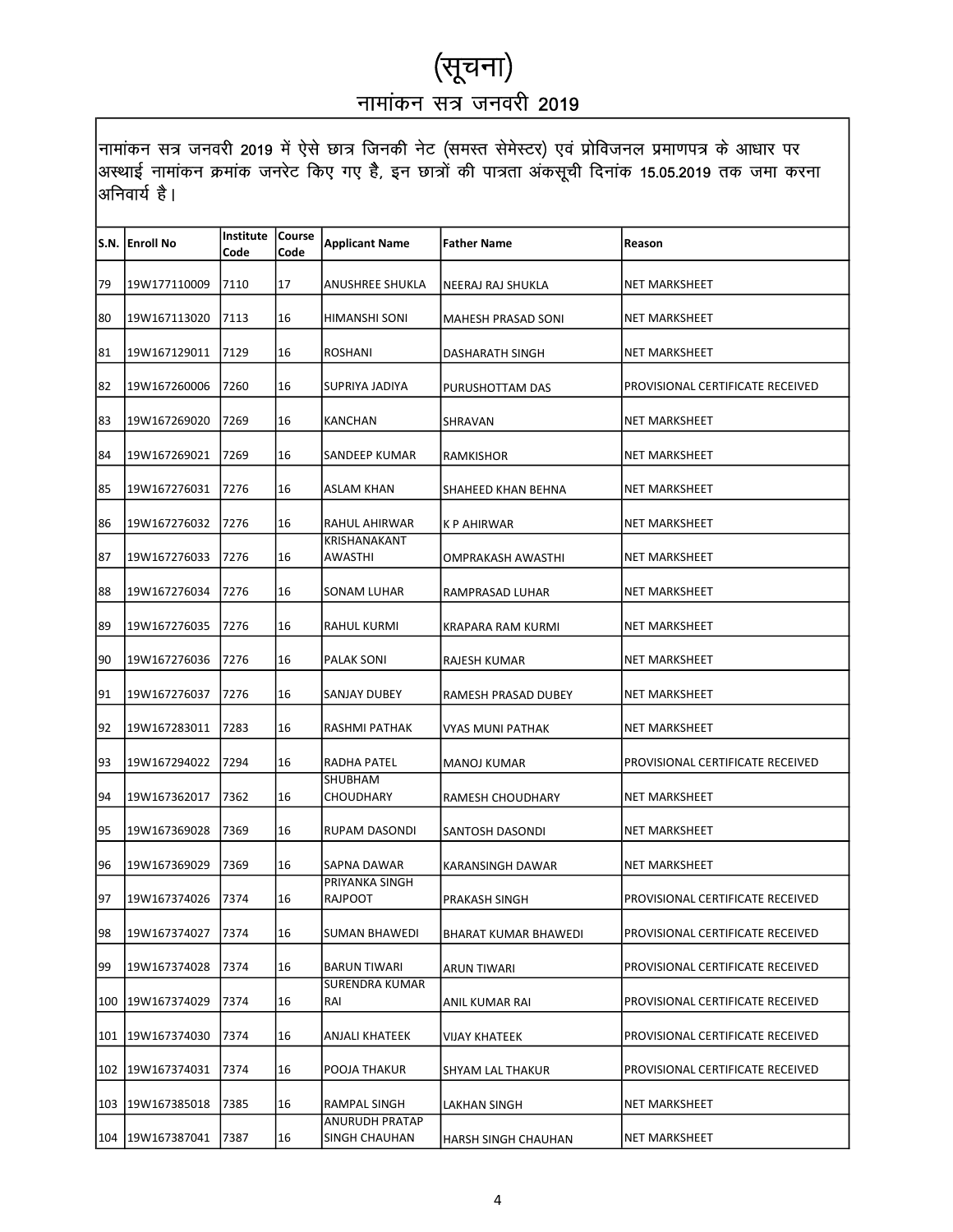# (सूचना)

## नामांकन सत्र जनवरी 2019

नामांकन सत्र जनवरी 2019 में ऐसे छात्र जिनकी नेट (समस्त सेमेस्टर) एवं प्रोविजनल प्रमाणपत्र के आधार पर अस्थाई नामांकन क्रमांक जनरेट किए गए है, इन छात्रों की पात्रता अंकसूची दिनांक 15.05.2019 तक जमा करना अनिवार्य है।

| S.N. | Enroll No | Institute Code | Course Code | Applicant Name | Father Name | Reason |
|---|---|---|---|---|---|---|
| 79 | 19W177110009 | 7110 | 17 | ANUSHREE SHUKLA | NEERAJ RAJ SHUKLA | NET MARKSHEET |
| 80 | 19W167113020 | 7113 | 16 | HIMANSHI SONI | MAHESH PRASAD SONI | NET MARKSHEET |
| 81 | 19W167129011 | 7129 | 16 | ROSHANI | DASHARATH SINGH | NET MARKSHEET |
| 82 | 19W167260006 | 7260 | 16 | SUPRIYA JADIYA | PURUSHOTTAM DAS | PROVISIONAL CERTIFICATE RECEIVED |
| 83 | 19W167269020 | 7269 | 16 | KANCHAN | SHRAVAN | NET MARKSHEET |
| 84 | 19W167269021 | 7269 | 16 | SANDEEP KUMAR | RAMKISHOR | NET MARKSHEET |
| 85 | 19W167276031 | 7276 | 16 | ASLAM KHAN | SHAHEED KHAN BEHNA | NET MARKSHEET |
| 86 | 19W167276032 | 7276 | 16 | RAHUL AHIRWAR | K P AHIRWAR | NET MARKSHEET |
| 87 | 19W167276033 | 7276 | 16 | KRISHANAKANT AWASTHI | OMPRAKASH AWASTHI | NET MARKSHEET |
| 88 | 19W167276034 | 7276 | 16 | SONAM LUHAR | RAMPRASAD LUHAR | NET MARKSHEET |
| 89 | 19W167276035 | 7276 | 16 | RAHUL KURMI | KRAPARA RAM KURMI | NET MARKSHEET |
| 90 | 19W167276036 | 7276 | 16 | PALAK SONI | RAJESH KUMAR | NET MARKSHEET |
| 91 | 19W167276037 | 7276 | 16 | SANJAY DUBEY | RAMESH PRASAD DUBEY | NET MARKSHEET |
| 92 | 19W167283011 | 7283 | 16 | RASHMI PATHAK | VYAS MUNI PATHAK | NET MARKSHEET |
| 93 | 19W167294022 | 7294 | 16 | RADHA PATEL | MANOJ KUMAR | PROVISIONAL CERTIFICATE RECEIVED |
| 94 | 19W167362017 | 7362 | 16 | SHUBHAM CHOUDHARY | RAMESH CHOUDHARY | NET MARKSHEET |
| 95 | 19W167369028 | 7369 | 16 | RUPAM DASONDI | SANTOSH DASONDI | NET MARKSHEET |
| 96 | 19W167369029 | 7369 | 16 | SAPNA DAWAR | KARANSINGH DAWAR | NET MARKSHEET |
| 97 | 19W167374026 | 7374 | 16 | PRIYANKA SINGH RAJPOOT | PRAKASH SINGH | PROVISIONAL CERTIFICATE RECEIVED |
| 98 | 19W167374027 | 7374 | 16 | SUMAN BHAWEDI | BHARAT KUMAR BHAWEDI | PROVISIONAL CERTIFICATE RECEIVED |
| 99 | 19W167374028 | 7374 | 16 | BARUN TIWARI | ARUN TIWARI | PROVISIONAL CERTIFICATE RECEIVED |
| 100 | 19W167374029 | 7374 | 16 | SURENDRA KUMAR RAI | ANIL KUMAR RAI | PROVISIONAL CERTIFICATE RECEIVED |
| 101 | 19W167374030 | 7374 | 16 | ANJALI KHATEEK | VIJAY KHATEEK | PROVISIONAL CERTIFICATE RECEIVED |
| 102 | 19W167374031 | 7374 | 16 | POOJA THAKUR | SHYAM LAL THAKUR | PROVISIONAL CERTIFICATE RECEIVED |
| 103 | 19W167385018 | 7385 | 16 | RAMPAL SINGH | LAKHAN SINGH | NET MARKSHEET |
| 104 | 19W167387041 | 7387 | 16 | ANURUDH PRATAP SINGH CHAUHAN | HARSH SINGH CHAUHAN | NET MARKSHEET |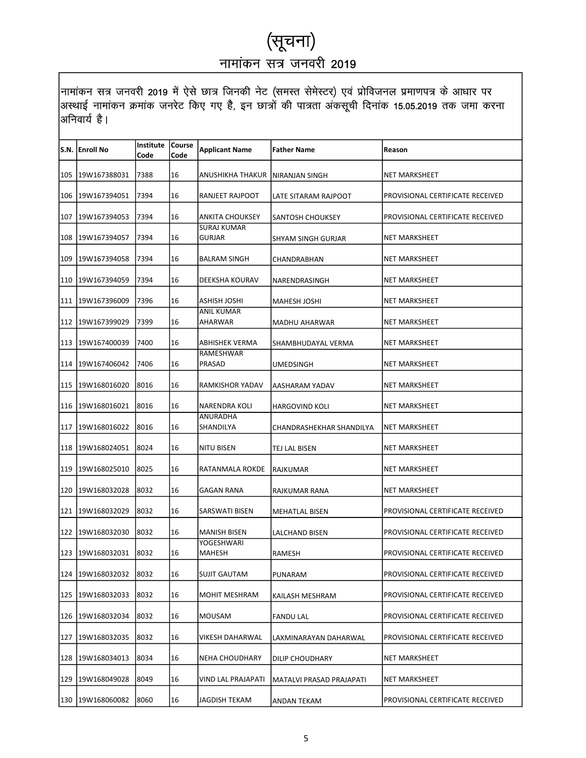# (सूचना)

## नामांकन सत्र जनवरी 2019

नामांकन सत्र जनवरी 2019 में ऐसे छात्र जिनकी नेट (समस्त सेमेस्टर) एवं प्रोविजनल प्रमाणपत्र के आधार पर अस्थाई नामांकन क्रमांक जनरेट किए गए है, इन छात्रों की पात्रता अंकसूची दिनांक 15.05.2019 तक जमा करना अनिवार्य है।

| S.N. | Enroll No | Institute Code | Course Code | Applicant Name | Father Name | Reason |
|---|---|---|---|---|---|---|
| 105 | 19W167388031 | 7388 | 16 | ANUSHIKHA THAKUR | NIRANJAN SINGH | NET MARKSHEET |
| 106 | 19W167394051 | 7394 | 16 | RANJEET RAJPOOT | LATE SITARAM RAJPOOT | PROVISIONAL CERTIFICATE RECEIVED |
| 107 | 19W167394053 | 7394 | 16 | ANKITA CHOUKSEY | SANTOSH CHOUKSEY | PROVISIONAL CERTIFICATE RECEIVED |
| 108 | 19W167394057 | 7394 | 16 | SURAJ KUMAR GURJAR | SHYAM SINGH GURJAR | NET MARKSHEET |
| 109 | 19W167394058 | 7394 | 16 | BALRAM SINGH | CHANDRABHAN | NET MARKSHEET |
| 110 | 19W167394059 | 7394 | 16 | DEEKSHA KOURAV | NARENDRASINGH | NET MARKSHEET |
| 111 | 19W167396009 | 7396 | 16 | ASHISH JOSHI | MAHESH JOSHI | NET MARKSHEET |
| 112 | 19W167399029 | 7399 | 16 | ANIL KUMAR AHARWAR | MADHU AHARWAR | NET MARKSHEET |
| 113 | 19W167400039 | 7400 | 16 | ABHISHEK VERMA | SHAMBHUDAYAL VERMA | NET MARKSHEET |
| 114 | 19W167406042 | 7406 | 16 | RAMESHWAR PRASAD | UMEDSINGH | NET MARKSHEET |
| 115 | 19W168016020 | 8016 | 16 | RAMKISHOR YADAV | AASHARAM YADAV | NET MARKSHEET |
| 116 | 19W168016021 | 8016 | 16 | NARENDRA KOLI | HARGOVIND KOLI | NET MARKSHEET |
| 117 | 19W168016022 | 8016 | 16 | ANURADHA SHANDILYA | CHANDRASHEKHAR SHANDILYA | NET MARKSHEET |
| 118 | 19W168024051 | 8024 | 16 | NITU BISEN | TEJ LAL BISEN | NET MARKSHEET |
| 119 | 19W168025010 | 8025 | 16 | RATANMALA ROKDE | RAJKUMAR | NET MARKSHEET |
| 120 | 19W168032028 | 8032 | 16 | GAGAN RANA | RAJKUMAR RANA | NET MARKSHEET |
| 121 | 19W168032029 | 8032 | 16 | SARSWATI BISEN | MEHATLAL BISEN | PROVISIONAL CERTIFICATE RECEIVED |
| 122 | 19W168032030 | 8032 | 16 | MANISH BISEN | LALCHAND BISEN | PROVISIONAL CERTIFICATE RECEIVED |
| 123 | 19W168032031 | 8032 | 16 | YOGESHWARI MAHESH | RAMESH | PROVISIONAL CERTIFICATE RECEIVED |
| 124 | 19W168032032 | 8032 | 16 | SUJIT GAUTAM | PUNARAM | PROVISIONAL CERTIFICATE RECEIVED |
| 125 | 19W168032033 | 8032 | 16 | MOHIT MESHRAM | KAILASH MESHRAM | PROVISIONAL CERTIFICATE RECEIVED |
| 126 | 19W168032034 | 8032 | 16 | MOUSAM | FANDU LAL | PROVISIONAL CERTIFICATE RECEIVED |
| 127 | 19W168032035 | 8032 | 16 | VIKESH DAHARWAL | LAXMINARAYAN DAHARWAL | PROVISIONAL CERTIFICATE RECEIVED |
| 128 | 19W168034013 | 8034 | 16 | NEHA CHOUDHARY | DILIP CHOUDHARY | NET MARKSHEET |
| 129 | 19W168049028 | 8049 | 16 | VIND LAL PRAJAPATI | MATALVI PRASAD PRAJAPATI | NET MARKSHEET |
| 130 | 19W168060082 | 8060 | 16 | JAGDISH TEKAM | ANDAN TEKAM | PROVISIONAL CERTIFICATE RECEIVED |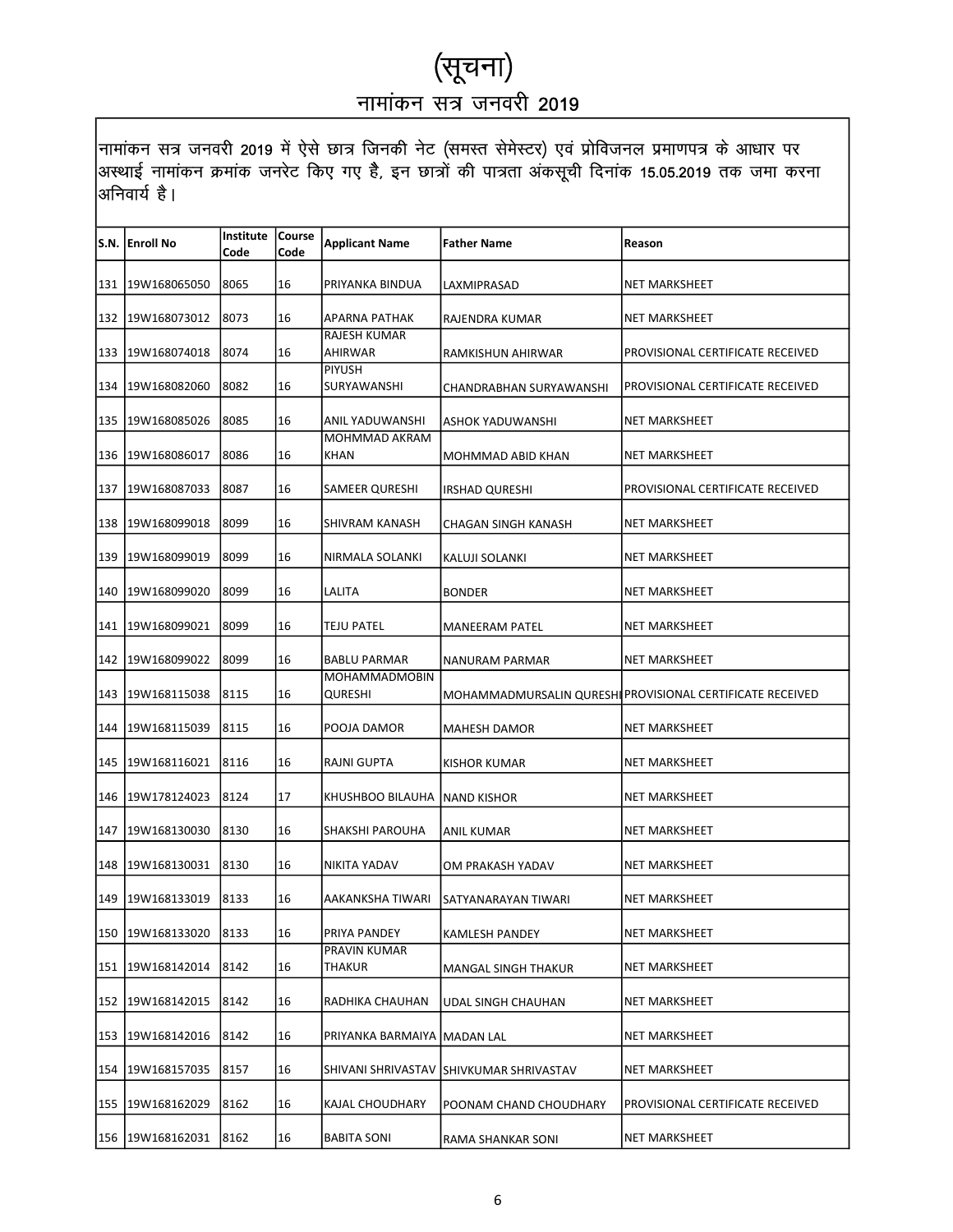# (सूचना)

## नामांकन सत्र जनवरी 2019

नामांकन सत्र जनवरी 2019 में ऐसे छात्र जिनकी नेट (समस्त सेमेस्टर) एवं प्रोविजनल प्रमाणपत्र के आधार पर अस्थाई नामांकन क्रमांक जनरेट किए गए है, इन छात्रों की पात्रता अंकसूची दिनांक 15.05.2019 तक जमा करना अनिवार्य है।

| S.N. | Enroll No | Institute Code | Course Code | Applicant Name | Father Name | Reason |
|---|---|---|---|---|---|---|
| 131 | 19W168065050 | 8065 | 16 | PRIYANKA BINDUA | LAXMIPRASAD | NET MARKSHEET |
| 132 | 19W168073012 | 8073 | 16 | APARNA PATHAK | RAJENDRA KUMAR | NET MARKSHEET |
| 133 | 19W168074018 | 8074 | 16 | RAJESH KUMAR AHIRWAR | RAMKISHUN AHIRWAR | PROVISIONAL CERTIFICATE RECEIVED |
| 134 | 19W168082060 | 8082 | 16 | PIYUSH SURYAWANSHI | CHANDRABHAN SURYAWANSHI | PROVISIONAL CERTIFICATE RECEIVED |
| 135 | 19W168085026 | 8085 | 16 | ANIL YADUWANSHI | ASHOK YADUWANSHI | NET MARKSHEET |
| 136 | 19W168086017 | 8086 | 16 | MOHMMAD AKRAM KHAN | MOHMMAD ABID KHAN | NET MARKSHEET |
| 137 | 19W168087033 | 8087 | 16 | SAMEER QURESHI | IRSHAD QURESHI | PROVISIONAL CERTIFICATE RECEIVED |
| 138 | 19W168099018 | 8099 | 16 | SHIVRAM KANASH | CHAGAN SINGH KANASH | NET MARKSHEET |
| 139 | 19W168099019 | 8099 | 16 | NIRMALA SOLANKI | KALUJI SOLANKI | NET MARKSHEET |
| 140 | 19W168099020 | 8099 | 16 | LALITA | BONDER | NET MARKSHEET |
| 141 | 19W168099021 | 8099 | 16 | TEJU PATEL | MANEERAM PATEL | NET MARKSHEET |
| 142 | 19W168099022 | 8099 | 16 | BABLU PARMAR | NANURAM PARMAR | NET MARKSHEET |
| 143 | 19W168115038 | 8115 | 16 | MOHAMMADMOBIN QURESHI | MOHAMMADMURSALIN QURESHI | PROVISIONAL CERTIFICATE RECEIVED |
| 144 | 19W168115039 | 8115 | 16 | POOJA DAMOR | MAHESH DAMOR | NET MARKSHEET |
| 145 | 19W168116021 | 8116 | 16 | RAJNI GUPTA | KISHOR KUMAR | NET MARKSHEET |
| 146 | 19W178124023 | 8124 | 17 | KHUSHBOO BILAUHA | NAND KISHOR | NET MARKSHEET |
| 147 | 19W168130030 | 8130 | 16 | SHAKSHI PAROUHA | ANIL KUMAR | NET MARKSHEET |
| 148 | 19W168130031 | 8130 | 16 | NIKITA YADAV | OM PRAKASH YADAV | NET MARKSHEET |
| 149 | 19W168133019 | 8133 | 16 | AAKANKSHA TIWARI | SATYANARAYAN TIWARI | NET MARKSHEET |
| 150 | 19W168133020 | 8133 | 16 | PRIYA PANDEY | KAMLESH PANDEY | NET MARKSHEET |
| 151 | 19W168142014 | 8142 | 16 | PRAVIN KUMAR THAKUR | MANGAL SINGH THAKUR | NET MARKSHEET |
| 152 | 19W168142015 | 8142 | 16 | RADHIKA CHAUHAN | UDAL SINGH CHAUHAN | NET MARKSHEET |
| 153 | 19W168142016 | 8142 | 16 | PRIYANKA BARMAIYA | MADAN LAL | NET MARKSHEET |
| 154 | 19W168157035 | 8157 | 16 | SHIVANI SHRIVASTAV | SHIVKUMAR SHRIVASTAV | NET MARKSHEET |
| 155 | 19W168162029 | 8162 | 16 | KAJAL CHOUDHARY | POONAM CHAND CHOUDHARY | PROVISIONAL CERTIFICATE RECEIVED |
| 156 | 19W168162031 | 8162 | 16 | BABITA SONI | RAMA SHANKAR SONI | NET MARKSHEET |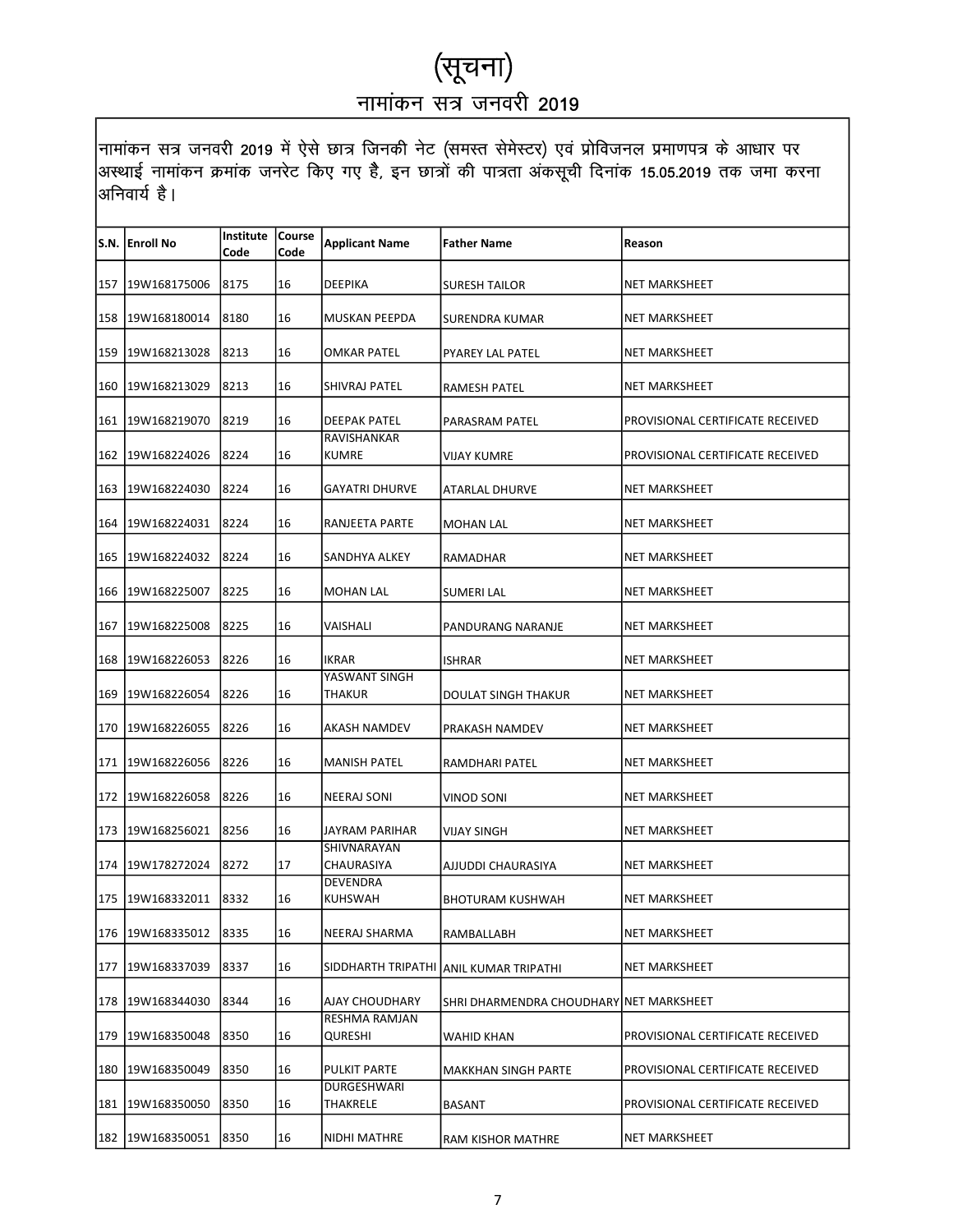# (सूचना)

## नामांकन सत्र जनवरी 2019

नामांकन सत्र जनवरी 2019 में ऐसे छात्र जिनकी नेट (समस्त सेमेस्टर) एवं प्रोविजनल प्रमाणपत्र के आधार पर अस्थाई नामांकन क्रमांक जनरेट किए गए है, इन छात्रों की पात्रता अंकसूची दिनांक 15.05.2019 तक जमा करना अनिवार्य है।

| S.N. | Enroll No | Institute Code | Course Code | Applicant Name | Father Name | Reason |
|---|---|---|---|---|---|---|
| 157 | 19W168175006 | 8175 | 16 | DEEPIKA | SURESH TAILOR | NET MARKSHEET |
| 158 | 19W168180014 | 8180 | 16 | MUSKAN PEEPDA | SURENDRA KUMAR | NET MARKSHEET |
| 159 | 19W168213028 | 8213 | 16 | OMKAR PATEL | PYAREY LAL PATEL | NET MARKSHEET |
| 160 | 19W168213029 | 8213 | 16 | SHIVRAJ PATEL | RAMESH PATEL | NET MARKSHEET |
| 161 | 19W168219070 | 8219 | 16 | DEEPAK PATEL | PARASRAM PATEL | PROVISIONAL CERTIFICATE RECEIVED |
| 162 | 19W168224026 | 8224 | 16 | RAVISHANKAR KUMRE | VIJAY KUMRE | PROVISIONAL CERTIFICATE RECEIVED |
| 163 | 19W168224030 | 8224 | 16 | GAYATRI DHURVE | ATARLAL DHURVE | NET MARKSHEET |
| 164 | 19W168224031 | 8224 | 16 | RANJEETA PARTE | MOHAN LAL | NET MARKSHEET |
| 165 | 19W168224032 | 8224 | 16 | SANDHYA ALKEY | RAMADHAR | NET MARKSHEET |
| 166 | 19W168225007 | 8225 | 16 | MOHAN LAL | SUMERI LAL | NET MARKSHEET |
| 167 | 19W168225008 | 8225 | 16 | VAISHALI | PANDURANG NARANJE | NET MARKSHEET |
| 168 | 19W168226053 | 8226 | 16 | IKRAR | ISHRAR | NET MARKSHEET |
| 169 | 19W168226054 | 8226 | 16 | YASWANT SINGH THAKUR | DOULAT SINGH THAKUR | NET MARKSHEET |
| 170 | 19W168226055 | 8226 | 16 | AKASH NAMDEV | PRAKASH NAMDEV | NET MARKSHEET |
| 171 | 19W168226056 | 8226 | 16 | MANISH PATEL | RAMDHARI PATEL | NET MARKSHEET |
| 172 | 19W168226058 | 8226 | 16 | NEERAJ SONI | VINOD SONI | NET MARKSHEET |
| 173 | 19W168256021 | 8256 | 16 | JAYRAM PARIHAR | VIJAY SINGH | NET MARKSHEET |
| 174 | 19W178272024 | 8272 | 17 | SHIVNARAYAN CHAURASIYA | AJJUDDI CHAURASIYA | NET MARKSHEET |
| 175 | 19W168332011 | 8332 | 16 | DEVENDRA KUHSWAH | BHOTURAM KUSHWAH | NET MARKSHEET |
| 176 | 19W168335012 | 8335 | 16 | NEERAJ SHARMA | RAMBALLABH | NET MARKSHEET |
| 177 | 19W168337039 | 8337 | 16 | SIDDHARTH TRIPATHI | ANIL KUMAR TRIPATHI | NET MARKSHEET |
| 178 | 19W168344030 | 8344 | 16 | AJAY CHOUDHARY | SHRI DHARMENDRA CHOUDHARY | NET MARKSHEET |
| 179 | 19W168350048 | 8350 | 16 | RESHMA RAMJAN QURESHI | WAHID KHAN | PROVISIONAL CERTIFICATE RECEIVED |
| 180 | 19W168350049 | 8350 | 16 | PULKIT PARTE | MAKKHAN SINGH PARTE | PROVISIONAL CERTIFICATE RECEIVED |
| 181 | 19W168350050 | 8350 | 16 | DURGESHWARI THAKRELE | BASANT | PROVISIONAL CERTIFICATE RECEIVED |
| 182 | 19W168350051 | 8350 | 16 | NIDHI MATHRE | RAM KISHOR MATHRE | NET MARKSHEET |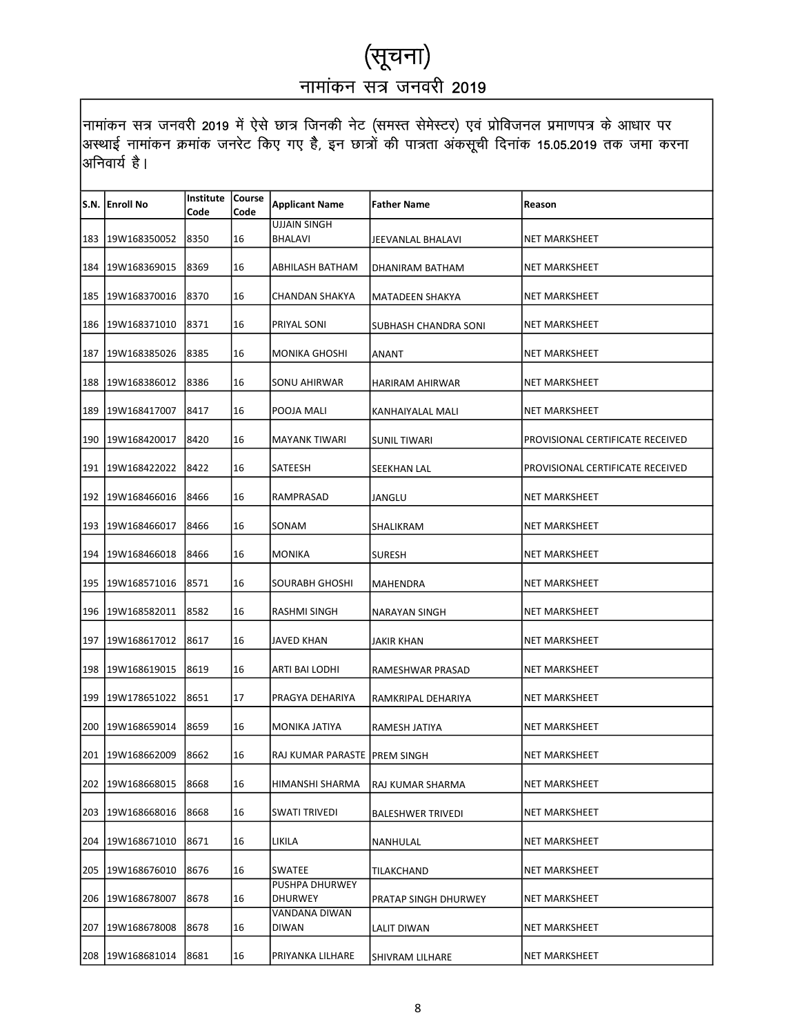# (सूचना)

## नामांकन सत्र जनवरी 2019

नामांकन सत्र जनवरी 2019 में ऐसे छात्र जिनकी नेट (समस्त सेमेस्टर) एवं प्रोविजनल प्रमाणपत्र के आधार पर अस्थाई नामांकन क्रमांक जनरेट किए गए है, इन छात्रों की पात्रता अंकसूची दिनांक 15.05.2019 तक जमा करना अनिवार्य है।

| S.N. | Enroll No | Institute Code | Course Code | Applicant Name | Father Name | Reason |
|---|---|---|---|---|---|---|
| 183 | 19W168350052 | 8350 | 16 | UJJAIN SINGH BHALAVI | JEEVANLAL BHALAVI | NET MARKSHEET |
| 184 | 19W168369015 | 8369 | 16 | ABHILASH BATHAM | DHANIRAM BATHAM | NET MARKSHEET |
| 185 | 19W168370016 | 8370 | 16 | CHANDAN SHAKYA | MATADEEN SHAKYA | NET MARKSHEET |
| 186 | 19W168371010 | 8371 | 16 | PRIYAL SONI | SUBHASH CHANDRA SONI | NET MARKSHEET |
| 187 | 19W168385026 | 8385 | 16 | MONIKA GHOSHI | ANANT | NET MARKSHEET |
| 188 | 19W168386012 | 8386 | 16 | SONU AHIRWAR | HARIRAM AHIRWAR | NET MARKSHEET |
| 189 | 19W168417007 | 8417 | 16 | POOJA MALI | KANHAIYALAL MALI | NET MARKSHEET |
| 190 | 19W168420017 | 8420 | 16 | MAYANK TIWARI | SUNIL TIWARI | PROVISIONAL CERTIFICATE RECEIVED |
| 191 | 19W168422022 | 8422 | 16 | SATEESH | SEEKHAN LAL | PROVISIONAL CERTIFICATE RECEIVED |
| 192 | 19W168466016 | 8466 | 16 | RAMPRASAD | JANGLU | NET MARKSHEET |
| 193 | 19W168466017 | 8466 | 16 | SONAM | SHALIKRAM | NET MARKSHEET |
| 194 | 19W168466018 | 8466 | 16 | MONIKA | SURESH | NET MARKSHEET |
| 195 | 19W168571016 | 8571 | 16 | SOURABH GHOSHI | MAHENDRA | NET MARKSHEET |
| 196 | 19W168582011 | 8582 | 16 | RASHMI SINGH | NARAYAN SINGH | NET MARKSHEET |
| 197 | 19W168617012 | 8617 | 16 | JAVED KHAN | JAKIR KHAN | NET MARKSHEET |
| 198 | 19W168619015 | 8619 | 16 | ARTI BAI LODHI | RAMESHWAR PRASAD | NET MARKSHEET |
| 199 | 19W178651022 | 8651 | 17 | PRAGYA DEHARIYA | RAMKRIPAL DEHARIYA | NET MARKSHEET |
| 200 | 19W168659014 | 8659 | 16 | MONIKA JATIYA | RAMESH JATIYA | NET MARKSHEET |
| 201 | 19W168662009 | 8662 | 16 | RAJ KUMAR PARASTE | PREM SINGH | NET MARKSHEET |
| 202 | 19W168668015 | 8668 | 16 | HIMANSHI SHARMA | RAJ KUMAR SHARMA | NET MARKSHEET |
| 203 | 19W168668016 | 8668 | 16 | SWATI TRIVEDI | BALESHWER TRIVEDI | NET MARKSHEET |
| 204 | 19W168671010 | 8671 | 16 | LIKILA | NANHULAL | NET MARKSHEET |
| 205 | 19W168676010 | 8676 | 16 | SWATEE | TILAKCHAND | NET MARKSHEET |
| 206 | 19W168678007 | 8678 | 16 | PUSHPA DHURWEY DHURWEY | PRATAP SINGH DHURWEY | NET MARKSHEET |
| 207 | 19W168678008 | 8678 | 16 | VANDANA DIWAN DIWAN | LALIT DIWAN | NET MARKSHEET |
| 208 | 19W168681014 | 8681 | 16 | PRIYANKA LILHARE | SHIVRAM LILHARE | NET MARKSHEET |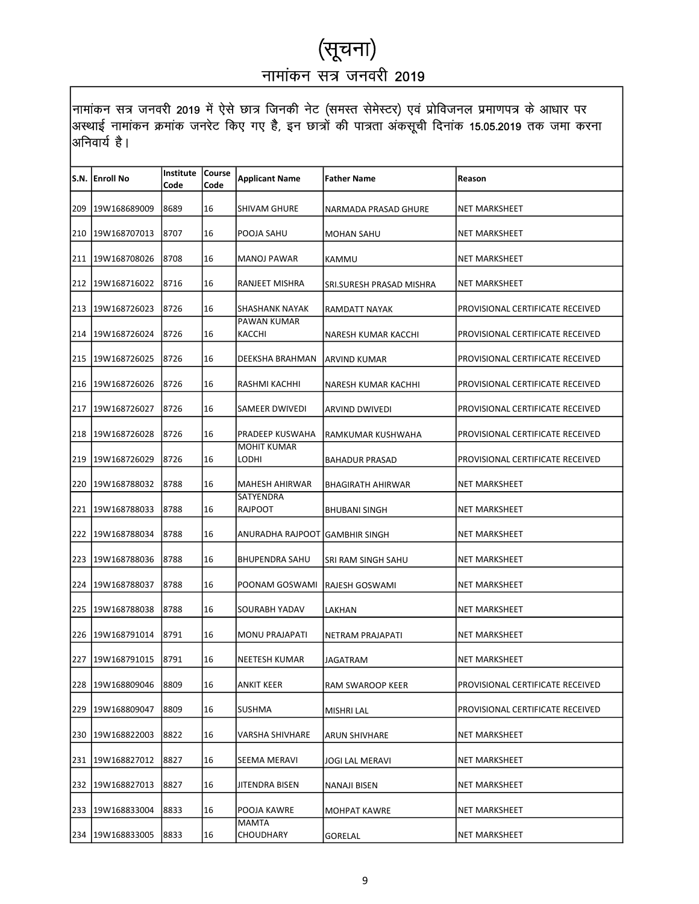# (सूचना)

## नामांकन सत्र जनवरी 2019

नामांकन सत्र जनवरी 2019 में ऐसे छात्र जिनकी नेट (समस्त सेमेस्टर) एवं प्रोविजनल प्रमाणपत्र के आधार पर अस्थाई नामांकन क्रमांक जनरेट किए गए है, इन छात्रों की पात्रता अंकसूची दिनांक 15.05.2019 तक जमा करना अनिवार्य है।

| S.N. | Enroll No | Institute Code | Course Code | Applicant Name | Father Name | Reason |
|---|---|---|---|---|---|---|
| 209 | 19W168689009 | 8689 | 16 | SHIVAM GHURE | NARMADA PRASAD GHURE | NET MARKSHEET |
| 210 | 19W168707013 | 8707 | 16 | POOJA SAHU | MOHAN SAHU | NET MARKSHEET |
| 211 | 19W168708026 | 8708 | 16 | MANOJ PAWAR | KAMMU | NET MARKSHEET |
| 212 | 19W168716022 | 8716 | 16 | RANJEET MISHRA | SRI.SURESH PRASAD MISHRA | NET MARKSHEET |
| 213 | 19W168726023 | 8726 | 16 | SHASHANK NAYAK | RAMDATT NAYAK | PROVISIONAL CERTIFICATE RECEIVED |
| 214 | 19W168726024 | 8726 | 16 | PAWAN KUMAR KACCHI | NARESH KUMAR KACCHI | PROVISIONAL CERTIFICATE RECEIVED |
| 215 | 19W168726025 | 8726 | 16 | DEEKSHA BRAHMAN | ARVIND KUMAR | PROVISIONAL CERTIFICATE RECEIVED |
| 216 | 19W168726026 | 8726 | 16 | RASHMI KACHHI | NARESH KUMAR KACHHI | PROVISIONAL CERTIFICATE RECEIVED |
| 217 | 19W168726027 | 8726 | 16 | SAMEER DWIVEDI | ARVIND DWIVEDI | PROVISIONAL CERTIFICATE RECEIVED |
| 218 | 19W168726028 | 8726 | 16 | PRADEEP KUSWAHA | RAMKUMAR KUSHWAHA | PROVISIONAL CERTIFICATE RECEIVED |
| 219 | 19W168726029 | 8726 | 16 | MOHIT KUMAR LODHI | BAHADUR PRASAD | PROVISIONAL CERTIFICATE RECEIVED |
| 220 | 19W168788032 | 8788 | 16 | MAHESH AHIRWAR | BHAGIRATH AHIRWAR | NET MARKSHEET |
| 221 | 19W168788033 | 8788 | 16 | SATYENDRA RAJPOOT | BHUBANI SINGH | NET MARKSHEET |
| 222 | 19W168788034 | 8788 | 16 | ANURADHA RAJPOOT | GAMBHIR SINGH | NET MARKSHEET |
| 223 | 19W168788036 | 8788 | 16 | BHUPENDRA SAHU | SRI RAM SINGH SAHU | NET MARKSHEET |
| 224 | 19W168788037 | 8788 | 16 | POONAM GOSWAMI | RAJESH GOSWAMI | NET MARKSHEET |
| 225 | 19W168788038 | 8788 | 16 | SOURABH YADAV | LAKHAN | NET MARKSHEET |
| 226 | 19W168791014 | 8791 | 16 | MONU PRAJAPATI | NETRAM PRAJAPATI | NET MARKSHEET |
| 227 | 19W168791015 | 8791 | 16 | NEETESH KUMAR | JAGATRAM | NET MARKSHEET |
| 228 | 19W168809046 | 8809 | 16 | ANKIT KEER | RAM SWAROOP KEER | PROVISIONAL CERTIFICATE RECEIVED |
| 229 | 19W168809047 | 8809 | 16 | SUSHMA | MISHRI LAL | PROVISIONAL CERTIFICATE RECEIVED |
| 230 | 19W168822003 | 8822 | 16 | VARSHA SHIVHARE | ARUN SHIVHARE | NET MARKSHEET |
| 231 | 19W168827012 | 8827 | 16 | SEEMA MERAVI | JOGI LAL MERAVI | NET MARKSHEET |
| 232 | 19W168827013 | 8827 | 16 | JITENDRA BISEN | NANAJI BISEN | NET MARKSHEET |
| 233 | 19W168833004 | 8833 | 16 | POOJA KAWRE | MOHPAT KAWRE | NET MARKSHEET |
| 234 | 19W168833005 | 8833 | 16 | MAMTA CHOUDHARY | GORELAL | NET MARKSHEET |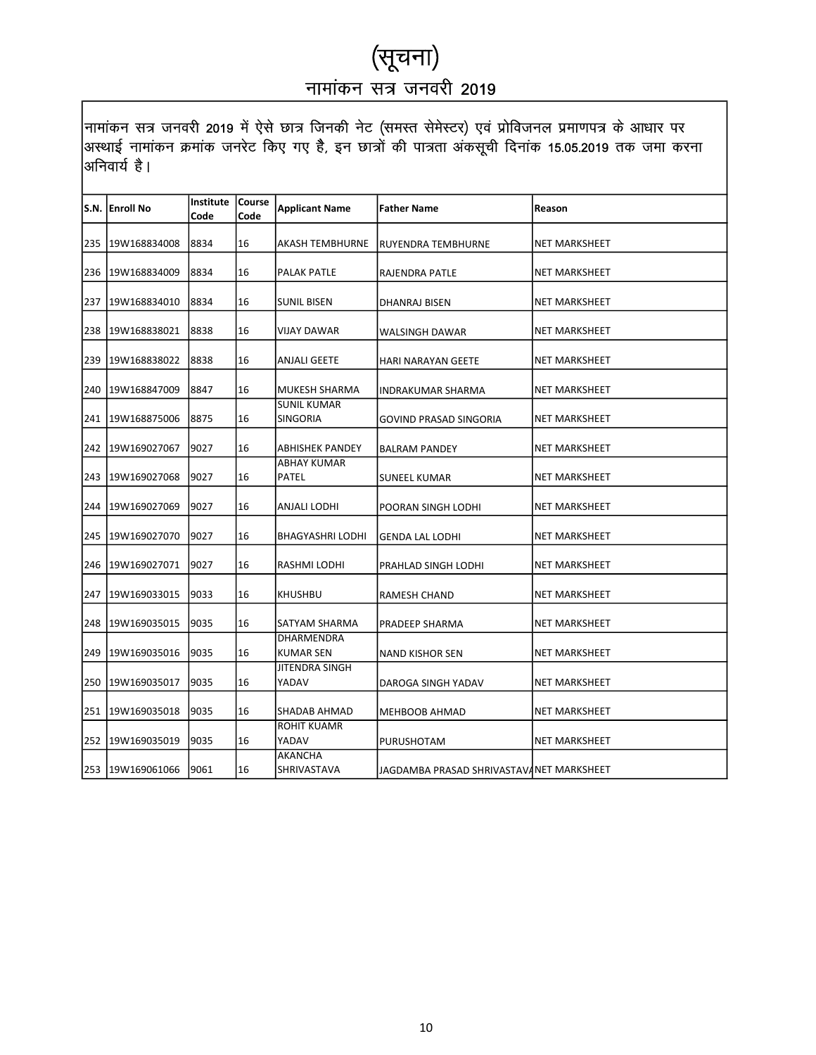# (सूचना)

## नामांकन सत्र जनवरी 2019

नामांकन सत्र जनवरी 2019 में ऐसे छात्र जिनकी नेट (समस्त सेमेस्टर) एवं प्रोविजनल प्रमाणपत्र के आधार पर अस्थाई नामांकन क्रमांक जनरेट किए गए है, इन छात्रों की पात्रता अंकसूची दिनांक 15.05.2019 तक जमा करना अनिवार्य है।

| S.N. | Enroll No | Institute Code | Course Code | Applicant Name | Father Name | Reason |
|---|---|---|---|---|---|---|
| 235 | 19W168834008 | 8834 | 16 | AKASH TEMBHURNE | RUYENDRA TEMBHURNE | NET MARKSHEET |
| 236 | 19W168834009 | 8834 | 16 | PALAK PATLE | RAJENDRA PATLE | NET MARKSHEET |
| 237 | 19W168834010 | 8834 | 16 | SUNIL BISEN | DHANRAJ BISEN | NET MARKSHEET |
| 238 | 19W168838021 | 8838 | 16 | VIJAY DAWAR | WALSINGH DAWAR | NET MARKSHEET |
| 239 | 19W168838022 | 8838 | 16 | ANJALI GEETE | HARI NARAYAN GEETE | NET MARKSHEET |
| 240 | 19W168847009 | 8847 | 16 | MUKESH SHARMA | INDRAKUMAR SHARMA | NET MARKSHEET |
| 241 | 19W168875006 | 8875 | 16 | SUNIL KUMAR SINGORIA | GOVIND PRASAD SINGORIA | NET MARKSHEET |
| 242 | 19W169027067 | 9027 | 16 | ABHISHEK PANDEY | BALRAM PANDEY | NET MARKSHEET |
| 243 | 19W169027068 | 9027 | 16 | ABHAY KUMAR PATEL | SUNEEL KUMAR | NET MARKSHEET |
| 244 | 19W169027069 | 9027 | 16 | ANJALI LODHI | POORAN SINGH LODHI | NET MARKSHEET |
| 245 | 19W169027070 | 9027 | 16 | BHAGYASHRI LODHI | GENDA LAL LODHI | NET MARKSHEET |
| 246 | 19W169027071 | 9027 | 16 | RASHMI LODHI | PRAHLAD SINGH LODHI | NET MARKSHEET |
| 247 | 19W169033015 | 9033 | 16 | KHUSHBU | RAMESH CHAND | NET MARKSHEET |
| 248 | 19W169035015 | 9035 | 16 | SATYAM SHARMA | PRADEEP SHARMA | NET MARKSHEET |
| 249 | 19W169035016 | 9035 | 16 | DHARMENDRA KUMAR SEN | NAND KISHOR SEN | NET MARKSHEET |
| 250 | 19W169035017 | 9035 | 16 | JITENDRA SINGH YADAV | DAROGA SINGH YADAV | NET MARKSHEET |
| 251 | 19W169035018 | 9035 | 16 | SHADAB AHMAD | MEHBOOB AHMAD | NET MARKSHEET |
| 252 | 19W169035019 | 9035 | 16 | ROHIT KUAMR YADAV | PURUSHOTAM | NET MARKSHEET |
| 253 | 19W169061066 | 9061 | 16 | AKANCHA SHRIVASTAVA | JAGDAMBA PRASAD SHRIVASTAVA | NET MARKSHEET |